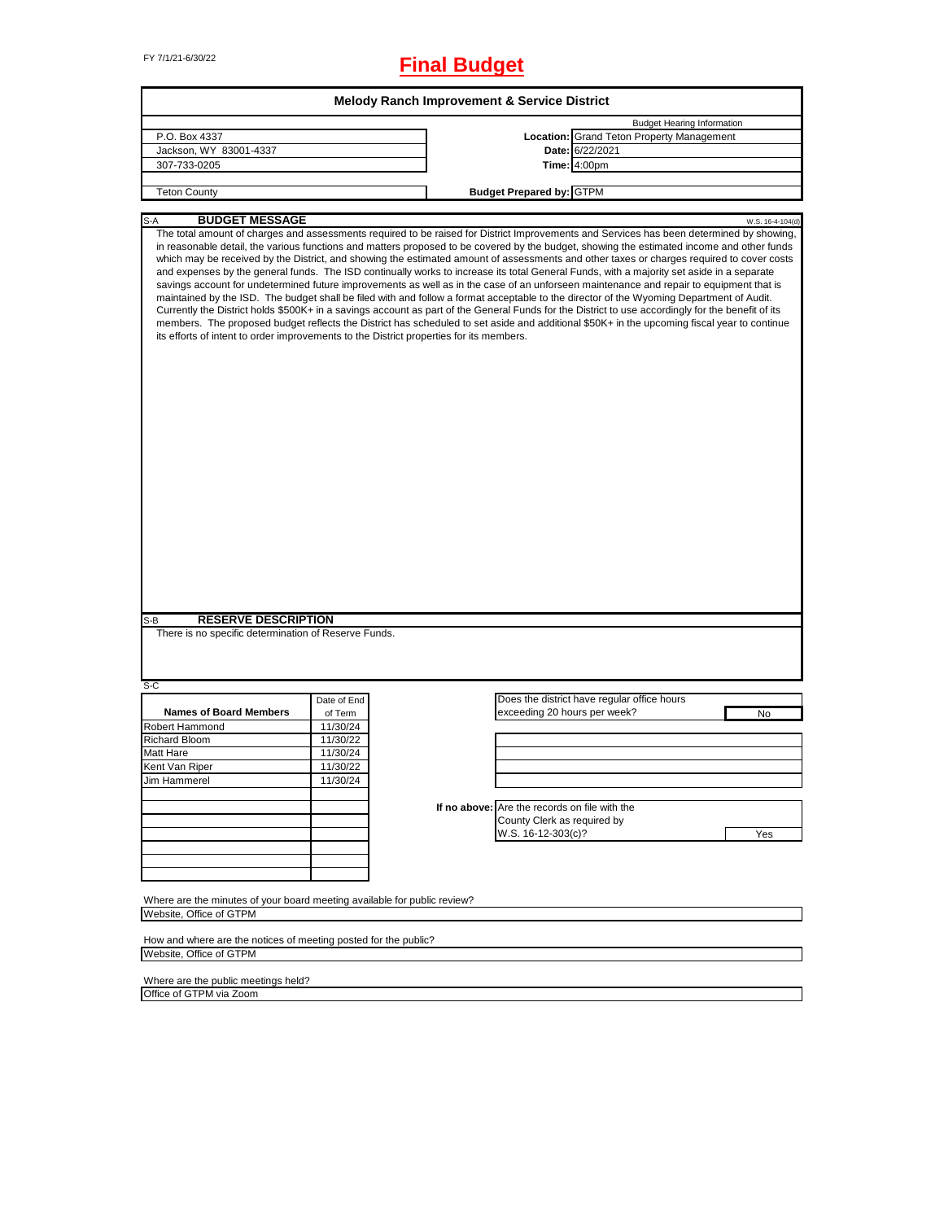FY 7/1/21-6/30/22

# Final Budget

## Melody Ranch Improvement & Service District

| | | |
|---|---|---|
| P.O. Box 4337 | | **Budget Hearing Information** |
| Jackson, WY 83001-4337 | **Location:** | Grand Teton Property Management |
| 307-733-0205 | **Date:** | 6/22/2021 |
| | **Time:** | 4:00pm |
| Teton County | **Budget Prepared by:** | GTPM |

S-A **BUDGET MESSAGE** W.S. 16-4-104(d)

The total amount of charges and assessments required to be raised for District Improvements and Services has been determined by showing, in reasonable detail, the various functions and matters proposed to be covered by the budget, showing the estimated income and other funds which may be received by the District, and showing the estimated amount of assessments and other taxes or charges required to cover costs and expenses by the general funds. The ISD continually works to increase its total General Funds, with a majority set aside in a separate savings account for undetermined future improvements as well as in the case of an unforseen maintenance and repair to equipment that is maintained by the ISD. The budget shall be filed with and follow a format acceptable to the director of the Wyoming Department of Audit. Currently the District holds $500K+ in a savings account as part of the General Funds for the District to use accordingly for the benefit of its members. The proposed budget reflects the District has scheduled to set aside and additional $50K+ in the upcoming fiscal year to continue its efforts of intent to order improvements to the District properties for its members.

S-B **RESERVE DESCRIPTION**

There is no specific determination of Reserve Funds.

S-C

| Names of Board Members | Date of End of Term |
|---|---|
| Robert Hammond | 11/30/24 |
| Richard Bloom | 11/30/22 |
| Matt Hare | 11/30/24 |
| Kent Van Riper | 11/30/22 |
| Jim Hammerel | 11/30/24 |

| | |
|---|---|
| Does the district have regular office hours exceeding 20 hours per week? | No |
| **If no above:** Are the records on file with the County Clerk as required by W.S. 16-12-303(c)? | Yes |

Where are the minutes of your board meeting available for public review?
Website, Office of GTPM

How and where are the notices of meeting posted for the public?
Website, Office of GTPM

Where are the public meetings held?
Office of GTPM via Zoom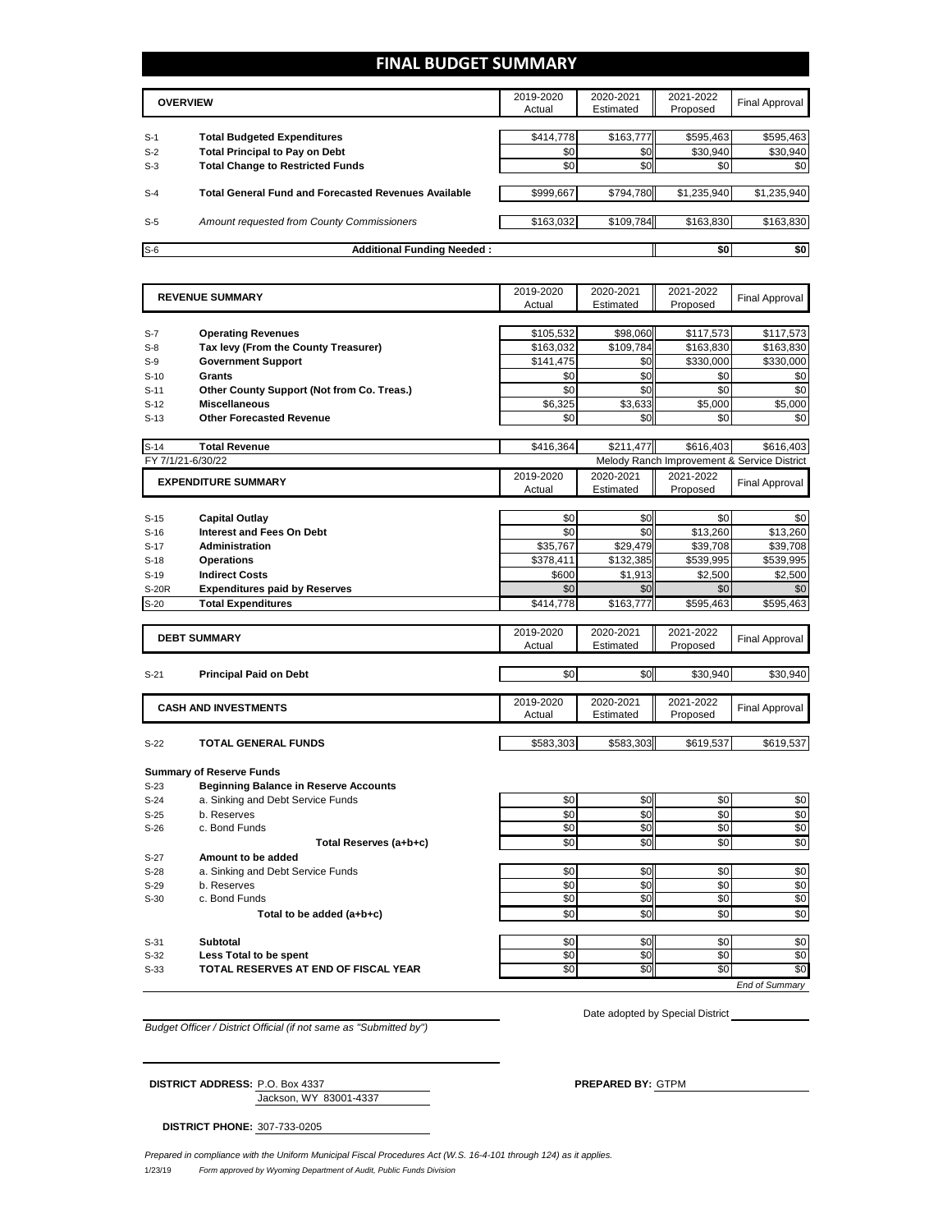# FINAL BUDGET SUMMARY

| | OVERVIEW | 2019-2020 Actual | 2020-2021 Estimated | 2021-2022 Proposed | Final Approval |
|---|---|---|---|---|---|
| S-1 | **Total Budgeted Expenditures** | $414,778 | $163,777 | $595,463 | $595,463 |
| S-2 | **Total Principal to Pay on Debt** | $0 | $0 | $30,940 | $30,940 |
| S-3 | **Total Change to Restricted Funds** | $0 | $0 | $0 | $0 |
| S-4 | **Total General Fund and Forecasted Revenues Available** | $999,667 | $794,780 | $1,235,940 | $1,235,940 |
| S-5 | *Amount requested from County Commissioners* | $163,032 | $109,784 | $163,830 | $163,830 |
| S-6 | **Additional Funding Needed :** | | | $0 | $0 |

| | REVENUE SUMMARY | 2019-2020 Actual | 2020-2021 Estimated | 2021-2022 Proposed | Final Approval |
|---|---|---|---|---|---|
| S-7 | **Operating Revenues** | $105,532 | $98,060 | $117,573 | $117,573 |
| S-8 | **Tax levy (From the County Treasurer)** | $163,032 | $109,784 | $163,830 | $163,830 |
| S-9 | **Government Support** | $141,475 | $0 | $330,000 | $330,000 |
| S-10 | **Grants** | $0 | $0 | $0 | $0 |
| S-11 | **Other County Support (Not from Co. Treas.)** | $0 | $0 | $0 | $0 |
| S-12 | **Miscellaneous** | $6,325 | $3,633 | $5,000 | $5,000 |
| S-13 | **Other Forecasted Revenue** | $0 | $0 | $0 | $0 |
| S-14 | **Total Revenue** | $416,364 | $211,477 | $616,403 | $616,403 |

FY 7/1/21-6/30/22 — Melody Ranch Improvement & Service District

| | EXPENDITURE SUMMARY | 2019-2020 Actual | 2020-2021 Estimated | 2021-2022 Proposed | Final Approval |
|---|---|---|---|---|---|
| S-15 | **Capital Outlay** | $0 | $0 | $0 | $0 |
| S-16 | **Interest and Fees On Debt** | $0 | $0 | $13,260 | $13,260 |
| S-17 | **Administration** | $35,767 | $29,479 | $39,708 | $39,708 |
| S-18 | **Operations** | $378,411 | $132,385 | $539,995 | $539,995 |
| S-19 | **Indirect Costs** | $600 | $1,913 | $2,500 | $2,500 |
| S-20R | **Expenditures paid by Reserves** | $0 | $0 | $0 | $0 |
| S-20 | **Total Expenditures** | $414,778 | $163,777 | $595,463 | $595,463 |

| | DEBT SUMMARY | 2019-2020 Actual | 2020-2021 Estimated | 2021-2022 Proposed | Final Approval |
|---|---|---|---|---|---|
| S-21 | **Principal Paid on Debt** | $0 | $0 | $30,940 | $30,940 |

| | CASH AND INVESTMENTS | 2019-2020 Actual | 2020-2021 Estimated | 2021-2022 Proposed | Final Approval |
|---|---|---|---|---|---|
| S-22 | **TOTAL GENERAL FUNDS** | $583,303 | $583,303 | $619,537 | $619,537 |

**Summary of Reserve Funds**

| | | 2019-2020 Actual | 2020-2021 Estimated | 2021-2022 Proposed | Final Approval |
|---|---|---|---|---|---|
| S-23 | **Beginning Balance in Reserve Accounts** | | | | |
| S-24 | a. Sinking and Debt Service Funds | $0 | $0 | $0 | $0 |
| S-25 | b. Reserves | $0 | $0 | $0 | $0 |
| S-26 | c. Bond Funds | $0 | $0 | $0 | $0 |
| | **Total Reserves (a+b+c)** | $0 | $0 | $0 | $0 |
| S-27 | **Amount to be added** | | | | |
| S-28 | a. Sinking and Debt Service Funds | $0 | $0 | $0 | $0 |
| S-29 | b. Reserves | $0 | $0 | $0 | $0 |
| S-30 | c. Bond Funds | $0 | $0 | $0 | $0 |
| | **Total to be added (a+b+c)** | $0 | $0 | $0 | $0 |
| S-31 | **Subtotal** | $0 | $0 | $0 | $0 |
| S-32 | **Less Total to be spent** | $0 | $0 | $0 | $0 |
| S-33 | **TOTAL RESERVES AT END OF FISCAL YEAR** | $0 | $0 | $0 | $0 |

*End of Summary*

*Budget Officer / District Official (if not same as "Submitted by")*

Date adopted by Special District

**DISTRICT ADDRESS:** P.O. Box 4337
Jackson, WY 83001-4337

**PREPARED BY:** GTPM

**DISTRICT PHONE:** 307-733-0205

*Prepared in compliance with the Uniform Municipal Fiscal Procedures Act (W.S. 16-4-101 through 124) as it applies.*

1/23/19 *Form approved by Wyoming Department of Audit, Public Funds Division*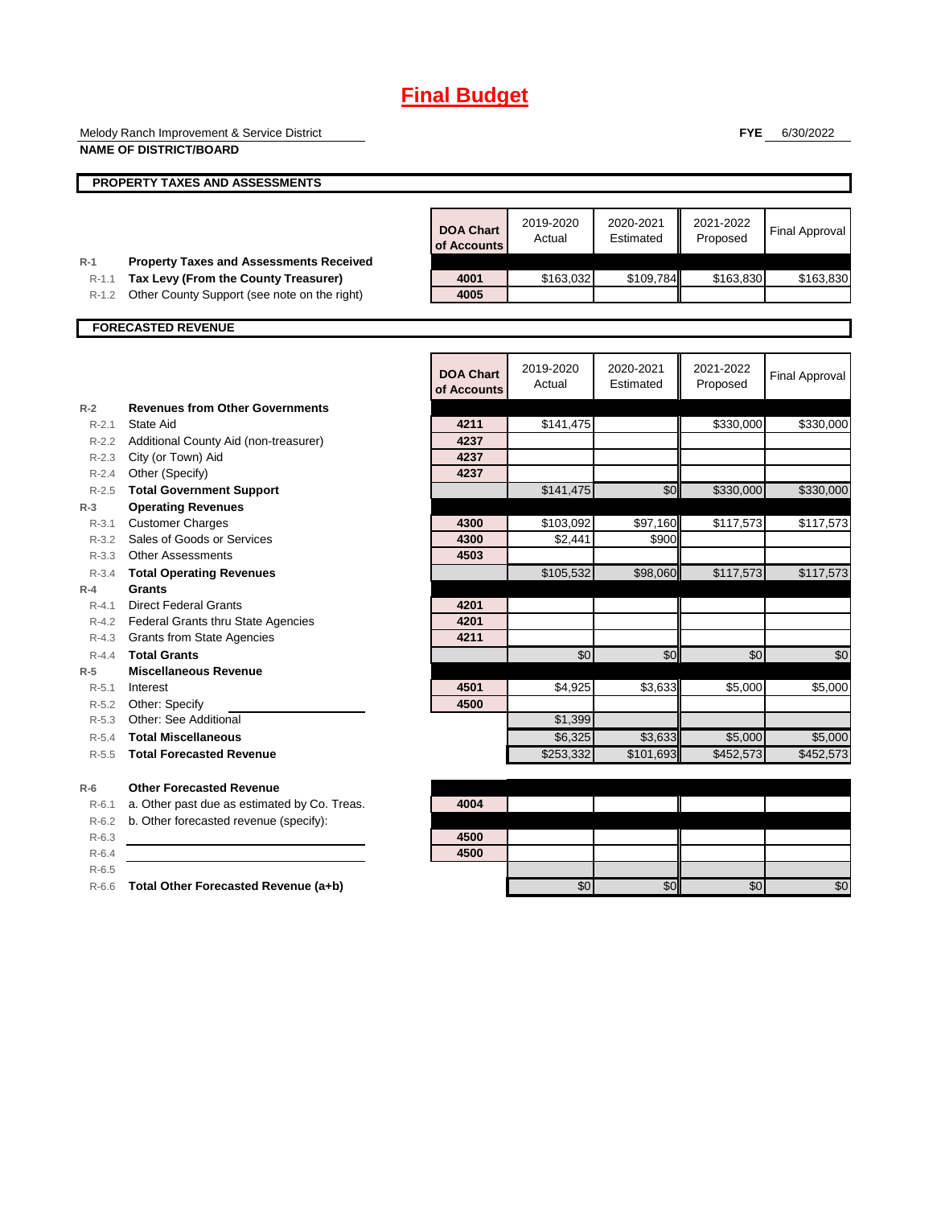# Final Budget

Melody Ranch Improvement & Service District

**NAME OF DISTRICT/BOARD**

**FYE** 6/30/2022

## PROPERTY TAXES AND ASSESSMENTS

| | | DOA Chart of Accounts | 2019-2020 Actual | 2020-2021 Estimated | 2021-2022 Proposed | Final Approval |
|---|---|---|---|---|---|---|
| R-1 | **Property Taxes and Assessments Received** | | | | | |
| R-1.1 | **Tax Levy (From the County Treasurer)** | 4001 | $163,032 | $109,784 | $163,830 | $163,830 |
| R-1.2 | Other County Support (see note on the right) | 4005 | | | | |

## FORECASTED REVENUE

| | | DOA Chart of Accounts | 2019-2020 Actual | 2020-2021 Estimated | 2021-2022 Proposed | Final Approval |
|---|---|---|---|---|---|---|
| R-2 | **Revenues from Other Governments** | | | | | |
| R-2.1 | State Aid | 4211 | $141,475 | | $330,000 | $330,000 |
| R-2.2 | Additional County Aid (non-treasurer) | 4237 | | | | |
| R-2.3 | City (or Town) Aid | 4237 | | | | |
| R-2.4 | Other (Specify) | 4237 | | | | |
| R-2.5 | **Total Government Support** | | $141,475 | $0 | $330,000 | $330,000 |
| R-3 | **Operating Revenues** | | | | | |
| R-3.1 | Customer Charges | 4300 | $103,092 | $97,160 | $117,573 | $117,573 |
| R-3.2 | Sales of Goods or Services | 4300 | $2,441 | $900 | | |
| R-3.3 | Other Assessments | 4503 | | | | |
| R-3.4 | **Total Operating Revenues** | | $105,532 | $98,060 | $117,573 | $117,573 |
| R-4 | **Grants** | | | | | |
| R-4.1 | Direct Federal Grants | 4201 | | | | |
| R-4.2 | Federal Grants thru State Agencies | 4201 | | | | |
| R-4.3 | Grants from State Agencies | 4211 | | | | |
| R-4.4 | **Total Grants** | | $0 | $0 | $0 | $0 |
| R-5 | **Miscellaneous Revenue** | | | | | |
| R-5.1 | Interest | 4501 | $4,925 | $3,633 | $5,000 | $5,000 |
| R-5.2 | Other: Specify | 4500 | | | | |
| R-5.3 | Other: See Additional | | $1,399 | | | |
| R-5.4 | **Total Miscellaneous** | | $6,325 | $3,633 | $5,000 | $5,000 |
| R-5.5 | **Total Forecasted Revenue** | | $253,332 | $101,693 | $452,573 | $452,573 |
| R-6 | **Other Forecasted Revenue** | | | | | |
| R-6.1 | a. Other past due as estimated by Co. Treas. | 4004 | | | | |
| R-6.2 | b. Other forecasted revenue (specify): | | | | | |
| R-6.3 | | 4500 | | | | |
| R-6.4 | | 4500 | | | | |
| R-6.5 | | | | | | |
| R-6.6 | **Total Other Forecasted Revenue (a+b)** | | $0 | $0 | $0 | $0 |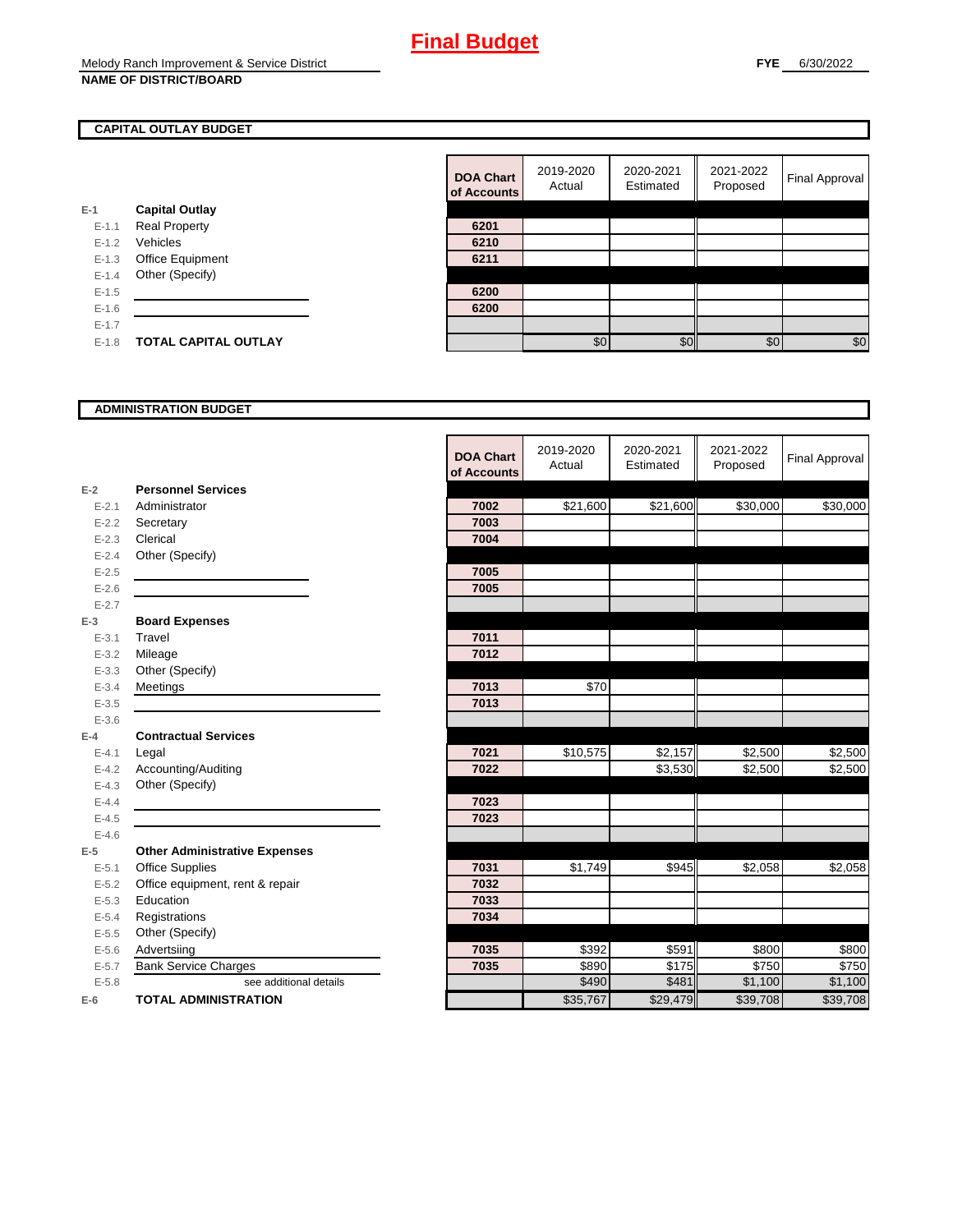# Final Budget

Melody Ranch Improvement & Service District
**NAME OF DISTRICT/BOARD**

**FYE** 6/30/2022

## CAPITAL OUTLAY BUDGET

| | | DOA Chart of Accounts | 2019-2020 Actual | 2020-2021 Estimated | 2021-2022 Proposed | Final Approval |
|---|---|---|---|---|---|---|
| E-1 | **Capital Outlay** | | | | | |
| E-1.1 | Real Property | 6201 | | | | |
| E-1.2 | Vehicles | 6210 | | | | |
| E-1.3 | Office Equipment | 6211 | | | | |
| E-1.4 | Other (Specify) | | | | | |
| E-1.5 | | 6200 | | | | |
| E-1.6 | | 6200 | | | | |
| E-1.7 | | | | | | |
| E-1.8 | **TOTAL CAPITAL OUTLAY** | | $0 | $0 | $0 | $0 |

## ADMINISTRATION BUDGET

| | | DOA Chart of Accounts | 2019-2020 Actual | 2020-2021 Estimated | 2021-2022 Proposed | Final Approval |
|---|---|---|---|---|---|---|
| E-2 | **Personnel Services** | | | | | |
| E-2.1 | Administrator | 7002 | $21,600 | $21,600 | $30,000 | $30,000 |
| E-2.2 | Secretary | 7003 | | | | |
| E-2.3 | Clerical | 7004 | | | | |
| E-2.4 | Other (Specify) | | | | | |
| E-2.5 | | 7005 | | | | |
| E-2.6 | | 7005 | | | | |
| E-2.7 | | | | | | |
| E-3 | **Board Expenses** | | | | | |
| E-3.1 | Travel | 7011 | | | | |
| E-3.2 | Mileage | 7012 | | | | |
| E-3.3 | Other (Specify) | | | | | |
| E-3.4 | Meetings | 7013 | $70 | | | |
| E-3.5 | | 7013 | | | | |
| E-3.6 | | | | | | |
| E-4 | **Contractual Services** | | | | | |
| E-4.1 | Legal | 7021 | $10,575 | $2,157 | $2,500 | $2,500 |
| E-4.2 | Accounting/Auditing | 7022 | | $3,530 | $2,500 | $2,500 |
| E-4.3 | Other (Specify) | | | | | |
| E-4.4 | | 7023 | | | | |
| E-4.5 | | 7023 | | | | |
| E-4.6 | | | | | | |
| E-5 | **Other Administrative Expenses** | | | | | |
| E-5.1 | Office Supplies | 7031 | $1,749 | $945 | $2,058 | $2,058 |
| E-5.2 | Office equipment, rent & repair | 7032 | | | | |
| E-5.3 | Education | 7033 | | | | |
| E-5.4 | Registrations | 7034 | | | | |
| E-5.5 | Other (Specify) | | | | | |
| E-5.6 | Advertsiing | 7035 | $392 | $591 | $800 | $800 |
| E-5.7 | Bank Service Charges | 7035 | $890 | $175 | $750 | $750 |
| E-5.8 | see additional details | | $490 | $481 | $1,100 | $1,100 |
| E-6 | **TOTAL ADMINISTRATION** | | $35,767 | $29,479 | $39,708 | $39,708 |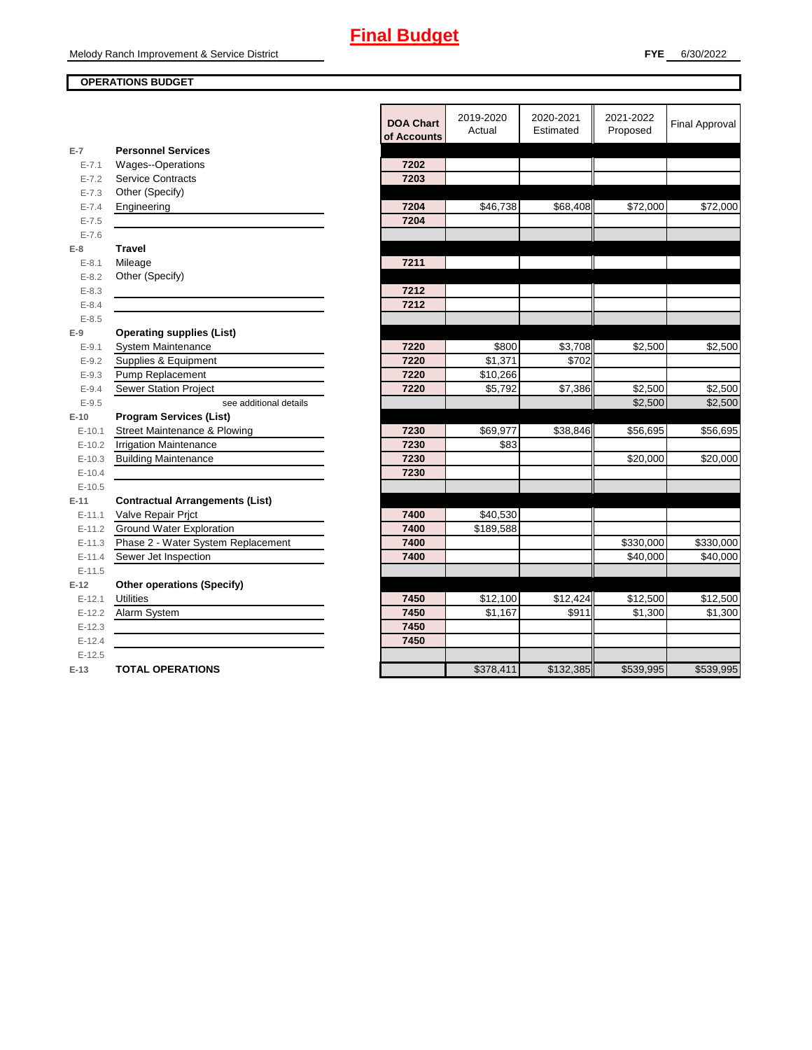# Final Budget

Melody Ranch Improvement & Service District

**FYE** 6/30/2022

**OPERATIONS BUDGET**

| | | DOA Chart of Accounts | 2019-2020 Actual | 2020-2021 Estimated | 2021-2022 Proposed | Final Approval |
|---|---|---|---|---|---|---|
| E-7 | **Personnel Services** | | | | | |
| E-7.1 | Wages--Operations | 7202 | | | | |
| E-7.2 | Service Contracts | 7203 | | | | |
| E-7.3 | Other (Specify) | | | | | |
| E-7.4 | Engineering | 7204 | $46,738 | $68,408 | $72,000 | $72,000 |
| E-7.5 | | 7204 | | | | |
| E-7.6 | | | | | | |
| E-8 | **Travel** | | | | | |
| E-8.1 | Mileage | 7211 | | | | |
| E-8.2 | Other (Specify) | | | | | |
| E-8.3 | | 7212 | | | | |
| E-8.4 | | 7212 | | | | |
| E-8.5 | | | | | | |
| E-9 | **Operating supplies (List)** | | | | | |
| E-9.1 | System Maintenance | 7220 | $800 | $3,708 | $2,500 | $2,500 |
| E-9.2 | Supplies & Equipment | 7220 | $1,371 | $702 | | |
| E-9.3 | Pump Replacement | 7220 | $10,266 | | | |
| E-9.4 | Sewer Station Project | 7220 | $5,792 | $7,386 | $2,500 | $2,500 |
| E-9.5 | see additional details | | | | $2,500 | $2,500 |
| E-10 | **Program Services (List)** | | | | | |
| E-10.1 | Street Maintenance & Plowing | 7230 | $69,977 | $38,846 | $56,695 | $56,695 |
| E-10.2 | Irrigation Maintenance | 7230 | $83 | | | |
| E-10.3 | Building Maintenance | 7230 | | | $20,000 | $20,000 |
| E-10.4 | | 7230 | | | | |
| E-10.5 | | | | | | |
| E-11 | **Contractual Arrangements (List)** | | | | | |
| E-11.1 | Valve Repair Prjct | 7400 | $40,530 | | | |
| E-11.2 | Ground Water Exploration | 7400 | $189,588 | | | |
| E-11.3 | Phase 2 - Water System Replacement | 7400 | | | $330,000 | $330,000 |
| E-11.4 | Sewer Jet Inspection | 7400 | | | $40,000 | $40,000 |
| E-11.5 | | | | | | |
| E-12 | **Other operations (Specify)** | | | | | |
| E-12.1 | Utilities | 7450 | $12,100 | $12,424 | $12,500 | $12,500 |
| E-12.2 | Alarm System | 7450 | $1,167 | $911 | $1,300 | $1,300 |
| E-12.3 | | 7450 | | | | |
| E-12.4 | | 7450 | | | | |
| E-12.5 | | | | | | |
| E-13 | **TOTAL OPERATIONS** | | $378,411 | $132,385 | $539,995 | $539,995 |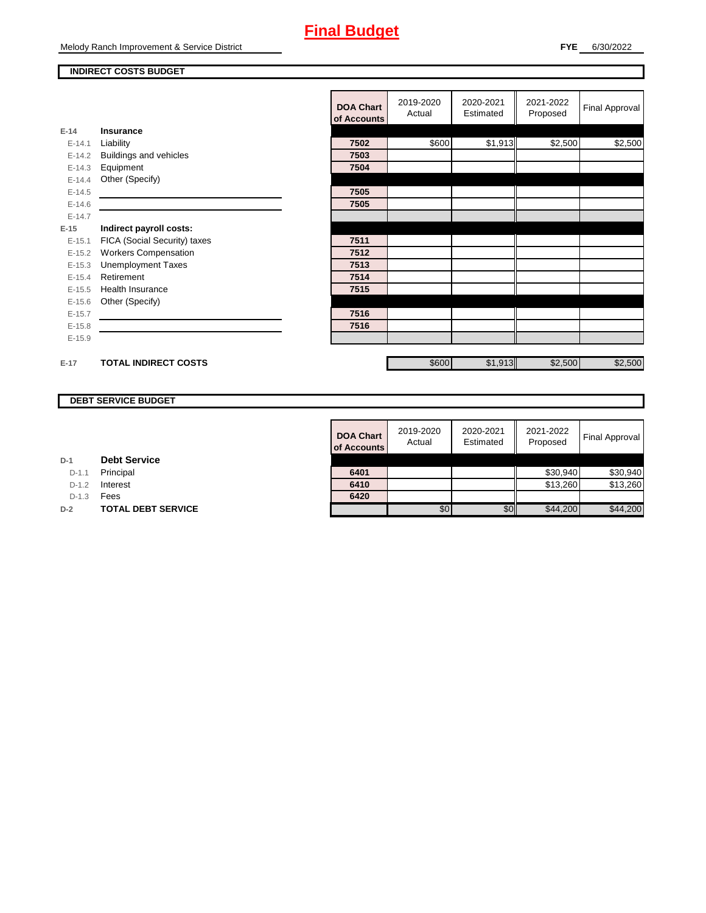# Final Budget

Melody Ranch Improvement & Service District

**FYE** 6/30/2022

## INDIRECT COSTS BUDGET

| | | DOA Chart of Accounts | 2019-2020 Actual | 2020-2021 Estimated | 2021-2022 Proposed | Final Approval |
|---|---|---|---|---|---|---|
| E-14 | **Insurance** | | | | | |
| E-14.1 | Liability | 7502 | $600 | $1,913 | $2,500 | $2,500 |
| E-14.2 | Buildings and vehicles | 7503 | | | | |
| E-14.3 | Equipment | 7504 | | | | |
| E-14.4 | Other (Specify) | | | | | |
| E-14.5 | | 7505 | | | | |
| E-14.6 | | 7505 | | | | |
| E-14.7 | | | | | | |
| E-15 | **Indirect payroll costs:** | | | | | |
| E-15.1 | FICA (Social Security) taxes | 7511 | | | | |
| E-15.2 | Workers Compensation | 7512 | | | | |
| E-15.3 | Unemployment Taxes | 7513 | | | | |
| E-15.4 | Retirement | 7514 | | | | |
| E-15.5 | Health Insurance | 7515 | | | | |
| E-15.6 | Other (Specify) | | | | | |
| E-15.7 | | 7516 | | | | |
| E-15.8 | | 7516 | | | | |
| E-15.9 | | | | | | |
| E-17 | **TOTAL INDIRECT COSTS** | | $600 | $1,913 | $2,500 | $2,500 |

## DEBT SERVICE BUDGET

| | | DOA Chart of Accounts | 2019-2020 Actual | 2020-2021 Estimated | 2021-2022 Proposed | Final Approval |
|---|---|---|---|---|---|---|
| D-1 | **Debt Service** | | | | | |
| D-1.1 | Principal | 6401 | | | $30,940 | $30,940 |
| D-1.2 | Interest | 6410 | | | $13,260 | $13,260 |
| D-1.3 | Fees | 6420 | | | | |
| D-2 | **TOTAL DEBT SERVICE** | | $0 | $0 | $44,200 | $44,200 |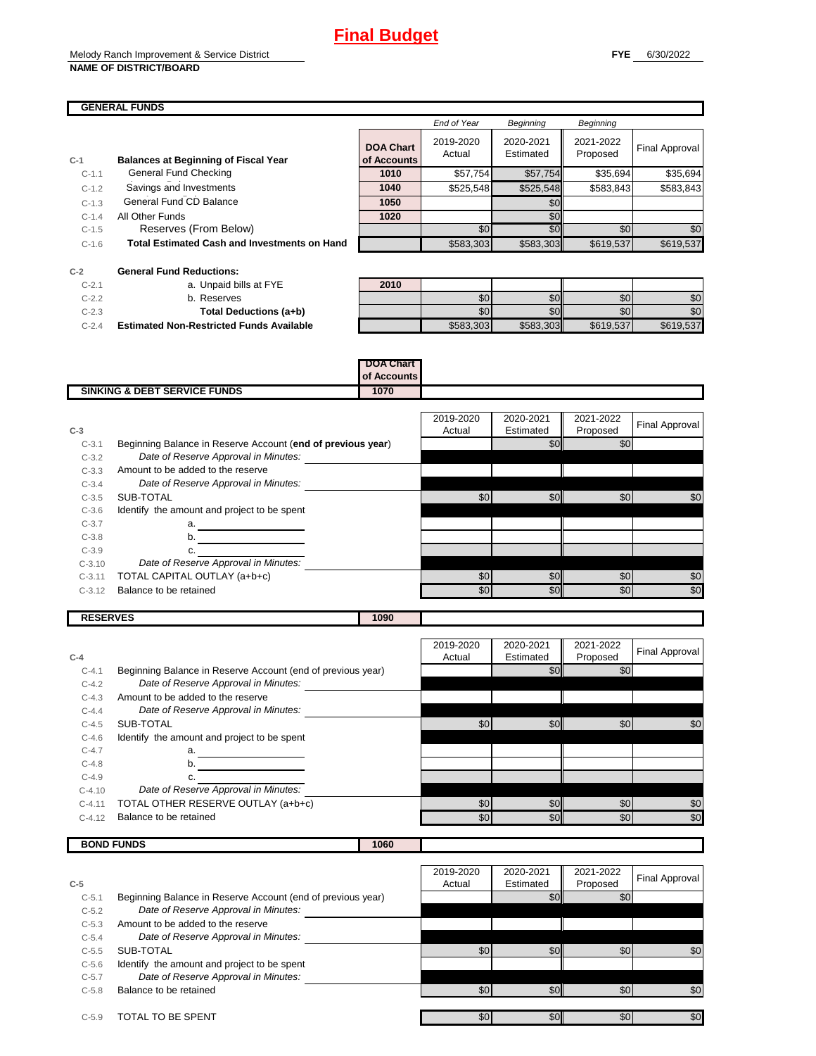# Final Budget

Melody Ranch Improvement & Service District
**NAME OF DISTRICT/BOARD**

**FYE** 6/30/2022

## GENERAL FUNDS

| | | DOA Chart of Accounts | End of Year 2019-2020 Actual | Beginning 2020-2021 Estimated | Beginning 2021-2022 Proposed | Final Approval |
|---|---|---|---|---|---|---|
| **C-1** | **Balances at Beginning of Fiscal Year** | | | | | |
| C-1.1 | General Fund Checking | **1010** | $57,754 | $57,754 | $35,694 | $35,694 |
| C-1.2 | Savings and Investments | **1040** | $525,548 | $525,548 | $583,843 | $583,843 |
| C-1.3 | General Fund CD Balance | **1050** | | $0 | | |
| C-1.4 | All Other Funds | **1020** | | $0 | | |
| C-1.5 | Reserves (From Below) | | $0 | $0 | $0 | $0 |
| C-1.6 | **Total Estimated Cash and Investments on Hand** | | $583,303 | $583,303 | $619,537 | $619,537 |
| **C-2** | **General Fund Reductions:** | | | | | |
| C-2.1 | a. Unpaid bills at FYE | **2010** | | | | |
| C-2.2 | b. Reserves | | $0 | $0 | $0 | $0 |
| C-2.3 | **Total Deductions (a+b)** | | $0 | $0 | $0 | $0 |
| C-2.4 | **Estimated Non-Restricted Funds Available** | | $583,303 | $583,303 | $619,537 | $619,537 |

## SINKING & DEBT SERVICE FUNDS — DOA Chart of Accounts 1070

| **C-3** | | 2019-2020 Actual | 2020-2021 Estimated | 2021-2022 Proposed | Final Approval |
|---|---|---|---|---|---|
| C-3.1 | Beginning Balance in Reserve Account (**end of previous year**) | | $0 | $0 | |
| C-3.2 | *Date of Reserve Approval in Minutes:* | | | | |
| C-3.3 | Amount to be added to the reserve | | | | |
| C-3.4 | *Date of Reserve Approval in Minutes:* | | | | |
| C-3.5 | SUB-TOTAL | $0 | $0 | $0 | $0 |
| C-3.6 | Identify the amount and project to be spent | | | | |
| C-3.7 | a. | | | | |
| C-3.8 | b. | | | | |
| C-3.9 | c. | | | | |
| C-3.10 | *Date of Reserve Approval in Minutes:* | | | | |
| C-3.11 | TOTAL CAPITAL OUTLAY (a+b+c) | $0 | $0 | $0 | $0 |
| C-3.12 | Balance to be retained | $0 | $0 | $0 | $0 |

## RESERVES — 1090

| **C-4** | | 2019-2020 Actual | 2020-2021 Estimated | 2021-2022 Proposed | Final Approval |
|---|---|---|---|---|---|
| C-4.1 | Beginning Balance in Reserve Account (end of previous year) | | $0 | $0 | |
| C-4.2 | *Date of Reserve Approval in Minutes:* | | | | |
| C-4.3 | Amount to be added to the reserve | | | | |
| C-4.4 | *Date of Reserve Approval in Minutes:* | | | | |
| C-4.5 | SUB-TOTAL | $0 | $0 | $0 | $0 |
| C-4.6 | Identify the amount and project to be spent | | | | |
| C-4.7 | a. | | | | |
| C-4.8 | b. | | | | |
| C-4.9 | c. | | | | |
| C-4.10 | *Date of Reserve Approval in Minutes:* | | | | |
| C-4.11 | TOTAL OTHER RESERVE OUTLAY (a+b+c) | $0 | $0 | $0 | $0 |
| C-4.12 | Balance to be retained | $0 | $0 | $0 | $0 |

## BOND FUNDS — 1060

| **C-5** | | 2019-2020 Actual | 2020-2021 Estimated | 2021-2022 Proposed | Final Approval |
|---|---|---|---|---|---|
| C-5.1 | Beginning Balance in Reserve Account (end of previous year) | | $0 | $0 | |
| C-5.2 | *Date of Reserve Approval in Minutes:* | | | | |
| C-5.3 | Amount to be added to the reserve | | | | |
| C-5.4 | *Date of Reserve Approval in Minutes:* | | | | |
| C-5.5 | SUB-TOTAL | $0 | $0 | $0 | $0 |
| C-5.6 | Identify the amount and project to be spent | | | | |
| C-5.7 | *Date of Reserve Approval in Minutes:* | | | | |
| C-5.8 | Balance to be retained | $0 | $0 | $0 | $0 |
| C-5.9 | TOTAL TO BE SPENT | $0 | $0 | $0 | $0 |